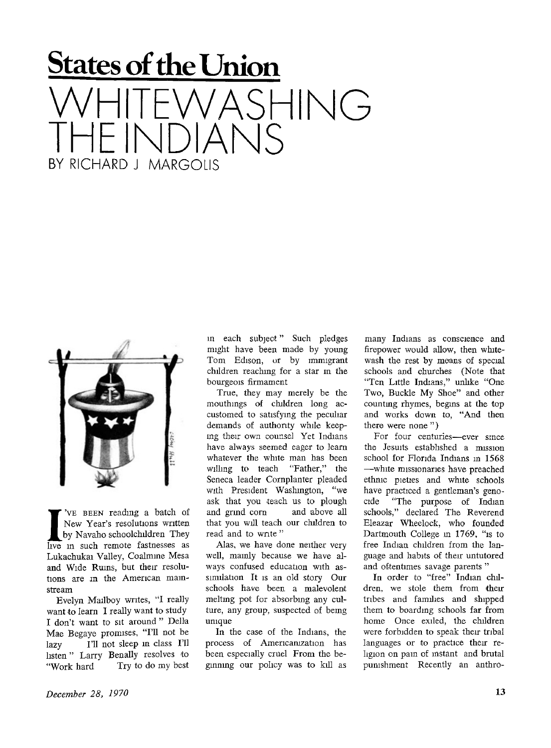## States of the Union

# WHITEWASHING THE INDIANS

BY RICHARD J MARGOLIS

I'VE BEEN reading a batch of New Year's resolutions written by Navaho schoolchildren They live in such remote fastnesses as Lukachukai Valley, Coalmine Mesa and Wide Ruins, but their resolutions are in the American mainstream

Evelyn Mailboy writes, "I really want to learn I really want to study I don't want to sit around " Della Mae Begaye promises, "I'll not be lazy I'll not sleep in class I'll listen " Larry Benally resolves to "Work hard Try to do my best in each subject " Such pledges might have been made by young Tom Edison, or by immigrant children reaching for a star in the bourgeois firmament

True, they may merely be the mouthings of children long accustomed to satisfying the peculiar demands of authority while keeping their own counsel Yet Indians have always seemed eager to learn whatever the white man has been willing to teach "Father," the Seneca leader Cornplanter pleaded with President Washington, "we ask that you teach us to plough and grind corn and above all that you will teach our children to read and to write "

Alas, we have done neither very well, mainly because we have always confused education with assimilation It is an old story Our schools have been a malevolent melting pot for absorbing any culture, any group, suspected of being unique

In the case of the Indians, the process of Americanization has been especially cruel From the beginning our policy was to kill as many Indians as conscience and firepower would allow, then whitewash the rest by means of special schools and churches (Note that "Ten Little Indians," unlike "One Two, Buckle My Shoe" and other counting rhymes, begins at the top and works down to, "And then there were none ")

For four centuries—ever since the Jesuits established a mission school for Florida Indians in 1568 —white missionaries have preached ethnic pieties and white schools have practiced a gentleman's genocide "The purpose of Indian schools," declared The Reverend Eleazar Wheelock, who founded Dartmouth College in 1769, "is to free Indian children from the language and habits of their untutored and oftentimes savage parents "

In order to "free" Indian children, we stole them from their tribes and families and shipped them to boarding schools far from home Once exiled, the children were forbidden to speak their tribal languages or to practice their religion on pain of instant and brutal punishment Recently an anthro-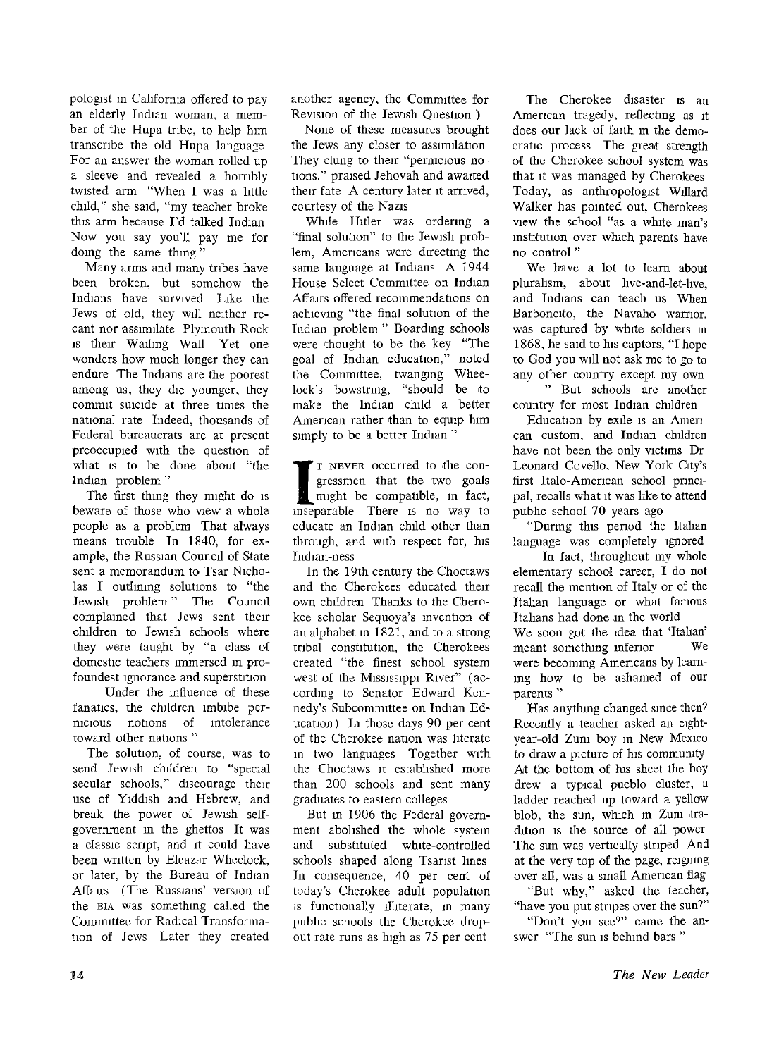pologist in California offered to pay an elderly Indian woman, a member of the Hupa tribe, to help him transcribe the old Hupa language For an answer the woman rolled up a sleeve and revealed a horribly twisted arm "When I was a little child," she said, "my teacher broke this arm because I'd talked Indian Now you say you'll pay me for doing the same thing"

Many arms and many tribes have been broken, but somehow the Indians have survived Like the Jews of old, they will neither recant nor assimilate Plymouth Rock is their Wailing Wall Yet one wonders how much longer they can endure The Indians are the poorest among us, they die younger, they commit suicide at three times the national rate Indeed, thousands of Federal bureaucrats are at present preoccupied with the question of what is to be done about "the Indian problem"

The first thing they might do is beware of those who view a whole people as a problem That always means trouble In 1840, for example, the Russian Council of State sent a memorandum to Tsar Nicholas I outlining solutions to "the Jewish problem" The Council complained that Jews sent their children to Jewish schools where they were taught by "a class of domestic teachers immersed in profoundest ignorance and superstition Under the influence of these fanatics, the children imbibe pernicious notions of intolerance toward other nations"

The solution, of course, was to send Jewish children to "special secular schools," discourage their use of Yiddish and Hebrew, and break the power of Jewish self-government in the ghettos It was a classic script, and it could have been written by Eleazar Wheelock, or later, by the Bureau of Indian Affairs (The Russians' version of the BIA was something called the Committee for Radical Transformation of Jews Later they created another agency, the Committee for Revision of the Jewish Question )

None of these measures brought the Jews any closer to assimilation They clung to their "pernicious notions," praised Jehovah and awaited their fate A century later it arrived, courtesy of the Nazis

While Hitler was ordering a "final solution" to the Jewish problem, Americans were directing the same language at Indians A 1944 House Select Committee on Indian Affairs offered recommendations on achieving "the final solution of the Indian problem" Boarding schools were thought to be the key "The goal of Indian education," noted the Committee, twanging Wheelock's bowstring, "should be to make the Indian child a better American rather than to equip him simply to be a better Indian"

IT NEVER occurred to the congressmen that the two goals might be compatible, in fact, inseparable There is no way to educate an Indian child other than through, and with respect for, his Indian-ness

In the 19th century the Choctaws and the Cherokees educated their own children Thanks to the Cherokee scholar Sequoya's invention of an alphabet in 1821, and to a strong tribal constitution, the Cherokees created "the finest school system west of the Mississippi River" (according to Senator Edward Kennedy's Subcommittee on Indian Education) In those days 90 per cent of the Cherokee nation was literate in two languages Together with the Choctaws it established more than 200 schools and sent many graduates to eastern colleges

But in 1906 the Federal government abolished the whole system and substituted white-controlled schools shaped along Tsarist lines In consequence, 40 per cent of today's Cherokee adult population is functionally illiterate, in many public schools the Cherokee dropout rate runs as high as 75 per cent

The Cherokee disaster is an American tragedy, reflecting as it does our lack of faith in the democratic process The great strength of the Cherokee school system was that it was managed by Cherokees Today, as anthropologist Willard Walker has pointed out, Cherokees view the school "as a white man's institution over which parents have no control"

We have a lot to learn about pluralism, about live-and-let-live, and Indians can teach us When Barboncito, the Navaho warrior, was captured by white soldiers in 1868, he said to his captors, "I hope to God you will not ask me to go to any other country except my own" But schools are another country for most Indian children

Education by exile is an American custom, and Indian children have not been the only victims Dr Leonard Covello, New York City's first Italo-American school principal, recalls what it was like to attend public school 70 years ago

"During this period the Italian language was completely ignored In fact, throughout my whole elementary school career, I do not recall the mention of Italy or of the Italian language or what famous Italians had done in the world We soon got the idea that 'Italian' meant something inferior We were becoming Americans by learning how to be ashamed of our parents"

Has anything changed since then? Recently a teacher asked an eight-year-old Zuni boy in New Mexico to draw a picture of his community At the bottom of his sheet the boy drew a typical pueblo cluster, a ladder reached up toward a yellow blob, the sun, which in Zuni tradition is the source of all power The sun was vertically striped And at the very top of the page, reigning over all, was a small American flag

"But why," asked the teacher, "have you put stripes over the sun?"

"Don't you see?" came the answer "The sun is behind bars"